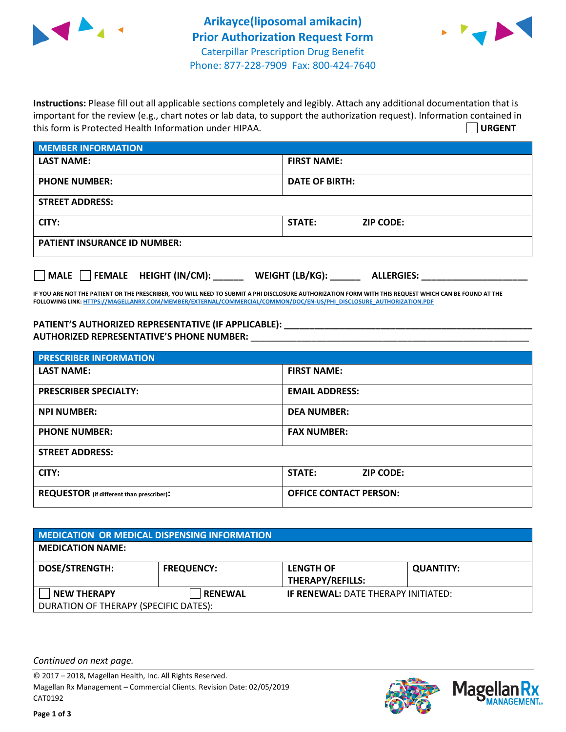# Arikayce(liposomal amikacin) Prior Authorization Request Form

Caterpillar Prescription Drug Benefit
Phone: 877-228-7909 Fax: 800-424-7640

**Instructions:** Please fill out all applicable sections completely and legibly. Attach any additional documentation that is important for the review (e.g., chart notes or lab data, to support the authorization request). Information contained in this form is Protected Health Information under HIPAA.

☐ **URGENT**

| MEMBER INFORMATION | |
|---|---|
| **LAST NAME:** | **FIRST NAME:** |
| **PHONE NUMBER:** | **DATE OF BIRTH:** |
| **STREET ADDRESS:** | |
| **CITY:** | **STATE:** **ZIP CODE:** |
| **PATIENT INSURANCE ID NUMBER:** | |

☐ **MALE** ☐ **FEMALE** **HEIGHT (IN/CM):** ______ **WEIGHT (LB/KG):** ______ **ALLERGIES:** ____________________

**IF YOU ARE NOT THE PATIENT OR THE PRESCRIBER, YOU WILL NEED TO SUBMIT A PHI DISCLOSURE AUTHORIZATION FORM WITH THIS REQUEST WHICH CAN BE FOUND AT THE FOLLOWING LINK: HTTPS://MAGELLANRX.COM/MEMBER/EXTERNAL/COMMERCIAL/COMMON/DOC/EN-US/PHI_DISCLOSURE_AUTHORIZATION.PDF**

**PATIENT'S AUTHORIZED REPRESENTATIVE (IF APPLICABLE):** ____________________
**AUTHORIZED REPRESENTATIVE'S PHONE NUMBER:** ____________________

| PRESCRIBER INFORMATION | |
|---|---|
| **LAST NAME:** | **FIRST NAME:** |
| **PRESCRIBER SPECIALTY:** | **EMAIL ADDRESS:** |
| **NPI NUMBER:** | **DEA NUMBER:** |
| **PHONE NUMBER:** | **FAX NUMBER:** |
| **STREET ADDRESS:** | |
| **CITY:** | **STATE:** **ZIP CODE:** |
| **REQUESTOR** (if different than prescriber)**:** | **OFFICE CONTACT PERSON:** |

| MEDICATION OR MEDICAL DISPENSING INFORMATION | | | |
|---|---|---|---|
| **MEDICATION NAME:** | | | |
| **DOSE/STRENGTH:** | **FREQUENCY:** | **LENGTH OF THERAPY/REFILLS:** | **QUANTITY:** |
| ☐ **NEW THERAPY** | ☐ **RENEWAL** | **IF RENEWAL:** DATE THERAPY INITIATED: | |
| DURATION OF THERAPY (SPECIFIC DATES): | | | |

*Continued on next page.*

© 2017 – 2018, Magellan Health, Inc. All Rights Reserved.
Magellan Rx Management – Commercial Clients. Revision Date: 02/05/2019
CAT0192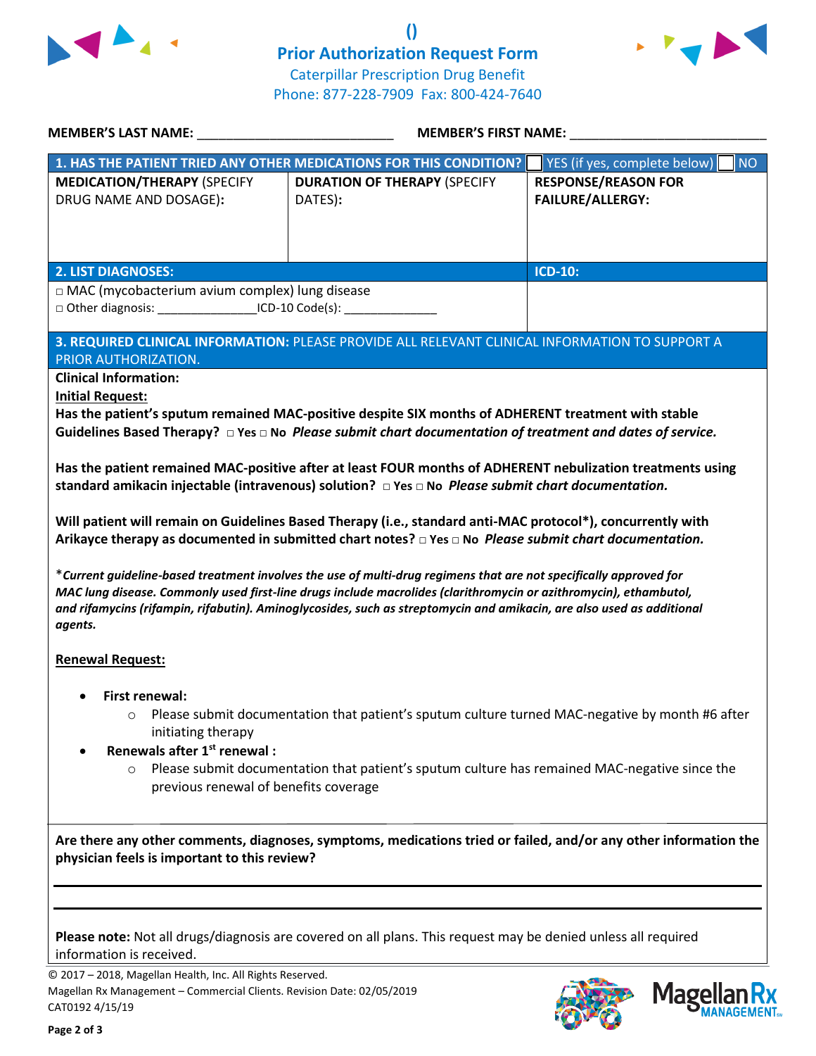# ()

## Prior Authorization Request Form

Caterpillar Prescription Drug Benefit
Phone: 877-228-7909 Fax: 800-424-7640

**MEMBER'S LAST NAME:** ___________________________ **MEMBER'S FIRST NAME:** ___________________________

| **1. HAS THE PATIENT TRIED ANY OTHER MEDICATIONS FOR THIS CONDITION?** | | ☐ YES (if yes, complete below) ☐ NO |
|---|---|---|
| **MEDICATION/THERAPY** (SPECIFY DRUG NAME AND DOSAGE)**:** | **DURATION OF THERAPY** (SPECIFY DATES)**:** | **RESPONSE/REASON FOR FAILURE/ALLERGY:** |
| | | |

| **2. LIST DIAGNOSES:** | **ICD-10:** |
|---|---|
| □ MAC (mycobacterium avium complex) lung disease<br>□ Other diagnosis: _______________ICD-10 Code(s): ______________ | |

**3. REQUIRED CLINICAL INFORMATION:** PLEASE PROVIDE ALL RELEVANT CLINICAL INFORMATION TO SUPPORT A PRIOR AUTHORIZATION.

**Clinical Information:**

**Initial Request:**

**Has the patient's sputum remained MAC-positive despite SIX months of ADHERENT treatment with stable Guidelines Based Therapy? □ Yes □ No** ***Please submit chart documentation of treatment and dates of service.***

**Has the patient remained MAC-positive after at least FOUR months of ADHERENT nebulization treatments using standard amikacin injectable (intravenous) solution? □ Yes □ No** ***Please submit chart documentation.***

**Will patient will remain on Guidelines Based Therapy (i.e., standard anti-MAC protocol\*), concurrently with Arikayce therapy as documented in submitted chart notes? □ Yes □ No** ***Please submit chart documentation.***

****Current guideline-based treatment involves the use of multi-drug regimens that are not specifically approved for MAC lung disease. Commonly used first-line drugs include macrolides (clarithromycin or azithromycin), ethambutol, and rifamycins (rifampin, rifabutin). Aminoglycosides, such as streptomycin and amikacin, are also used as additional agents.***

**Renewal Request:**

- **First renewal:**
  - Please submit documentation that patient's sputum culture turned MAC-negative by month #6 after initiating therapy
- **Renewals after 1st renewal :**
  - Please submit documentation that patient's sputum culture has remained MAC-negative since the previous renewal of benefits coverage

**Are there any other comments, diagnoses, symptoms, medications tried or failed, and/or any other information the physician feels is important to this review?**

_______________________________________________________________________________

_______________________________________________________________________________

**Please note:** Not all drugs/diagnosis are covered on all plans. This request may be denied unless all required information is received.

© 2017 – 2018, Magellan Health, Inc. All Rights Reserved.
Magellan Rx Management – Commercial Clients. Revision Date: 02/05/2019
CAT0192 4/15/19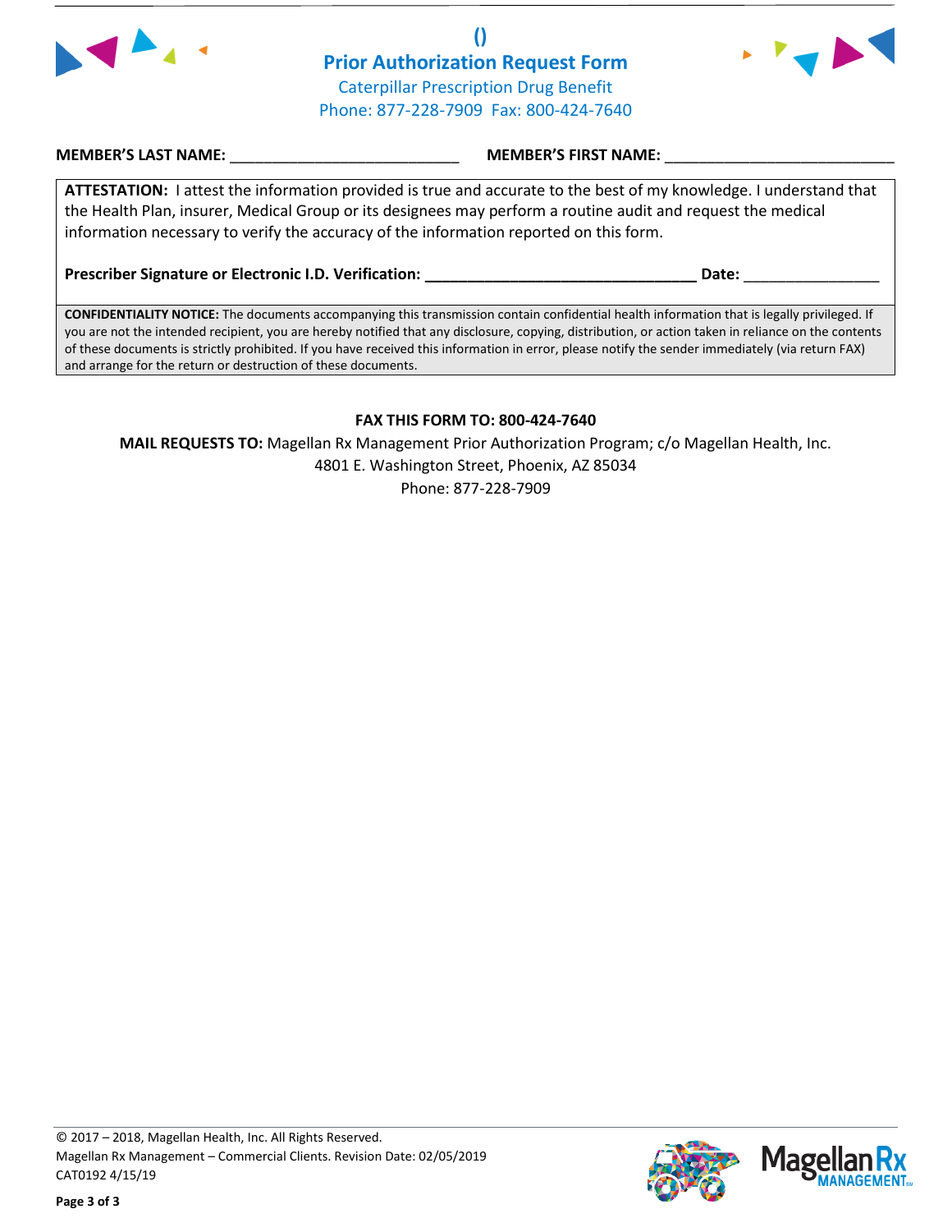# ()

## Prior Authorization Request Form

Caterpillar Prescription Drug Benefit
Phone: 877-228-7909 Fax: 800-424-7640

**MEMBER'S LAST NAME:** ___________________________ **MEMBER'S FIRST NAME:** ___________________________

**ATTESTATION:** I attest the information provided is true and accurate to the best of my knowledge. I understand that the Health Plan, insurer, Medical Group or its designees may perform a routine audit and request the medical information necessary to verify the accuracy of the information reported on this form.

**Prescriber Signature or Electronic I.D. Verification: _______________________________ Date:** ________________

**CONFIDENTIALITY NOTICE:** The documents accompanying this transmission contain confidential health information that is legally privileged. If you are not the intended recipient, you are hereby notified that any disclosure, copying, distribution, or action taken in reliance on the contents of these documents is strictly prohibited. If you have received this information in error, please notify the sender immediately (via return FAX) and arrange for the return or destruction of these documents.

**FAX THIS FORM TO: 800-424-7640**

**MAIL REQUESTS TO:** Magellan Rx Management Prior Authorization Program; c/o Magellan Health, Inc.
4801 E. Washington Street, Phoenix, AZ 85034
Phone: 877-228-7909

© 2017 – 2018, Magellan Health, Inc. All Rights Reserved.
Magellan Rx Management – Commercial Clients. Revision Date: 02/05/2019
CAT0192 4/15/19